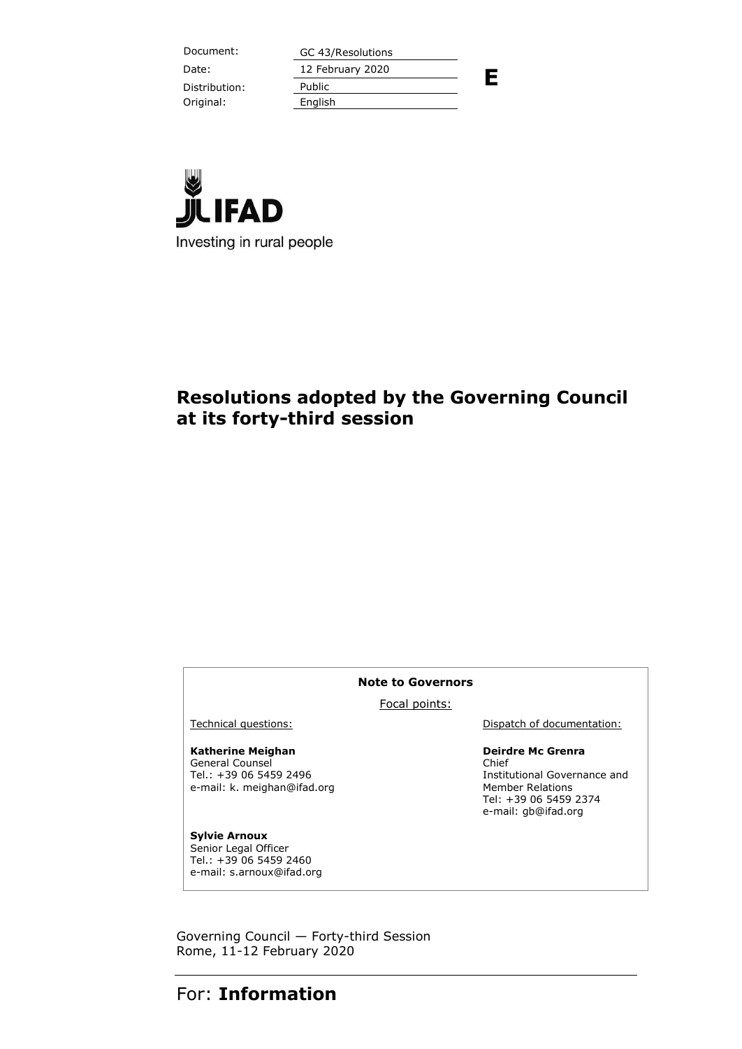| | | |
|---|---|---|
| Document: | GC 43/Resolutions | **E** |
| Date: | 12 February 2020 | |
| Distribution: | Public | |
| Original: | English | |

IFAD
Investing in rural people

# Resolutions adopted by the Governing Council at its forty-third session

**Note to Governors**

Focal points:

Technical questions:

**Katherine Meighan**
General Counsel
Tel.: +39 06 5459 2496
e-mail: k. meighan@ifad.org

**Sylvie Arnoux**
Senior Legal Officer
Tel.: +39 06 5459 2460
e-mail: s.arnoux@ifad.org

Dispatch of documentation:

**Deirdre Mc Grenra**
Chief
Institutional Governance and Member Relations
Tel: +39 06 5459 2374
e-mail: gb@ifad.org

Governing Council — Forty-third Session
Rome, 11-12 February 2020

For: **Information**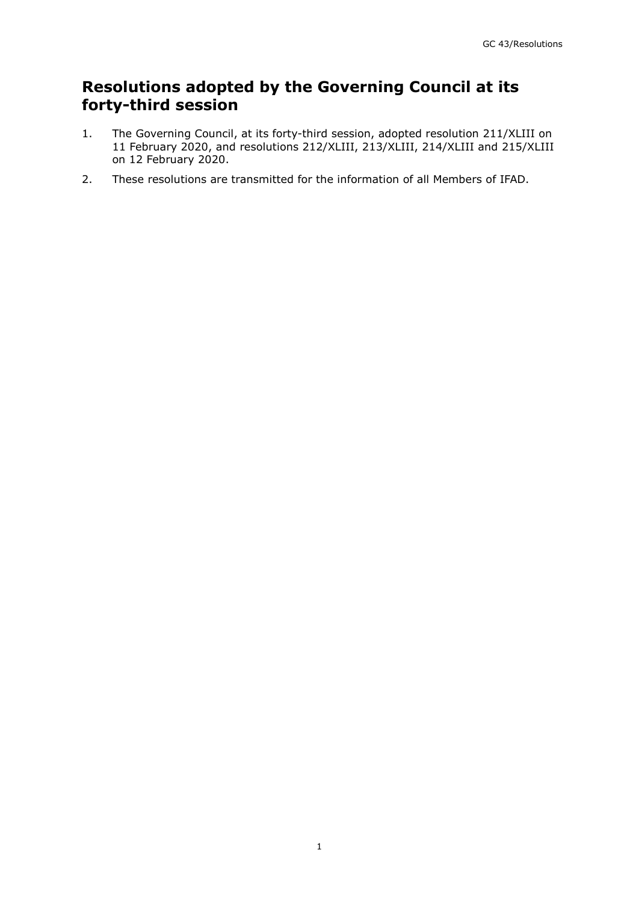# Resolutions adopted by the Governing Council at its forty-third session

1. The Governing Council, at its forty-third session, adopted resolution 211/XLIII on 11 February 2020, and resolutions 212/XLIII, 213/XLIII, 214/XLIII and 215/XLIII on 12 February 2020.
2. These resolutions are transmitted for the information of all Members of IFAD.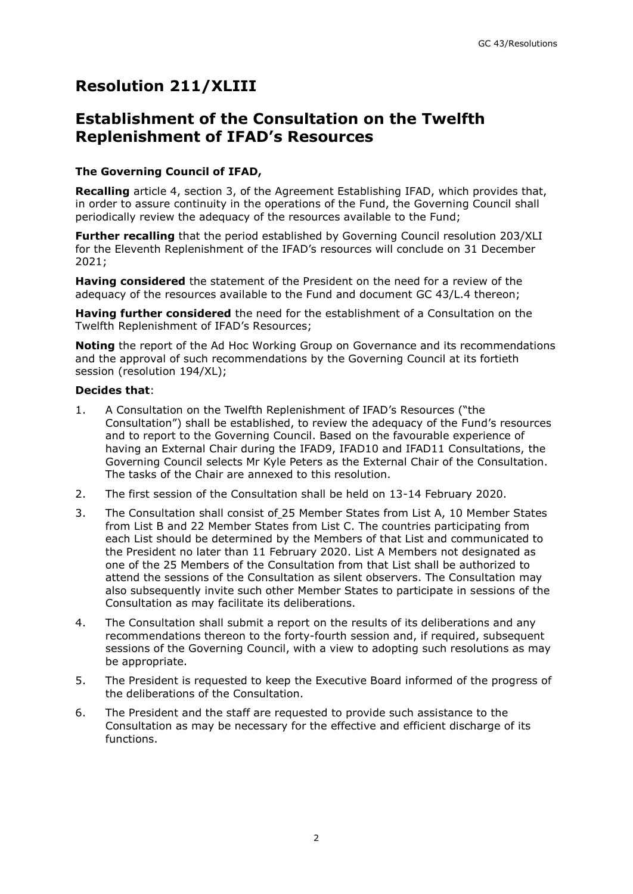# Resolution 211/XLIII

# Establishment of the Consultation on the Twelfth Replenishment of IFAD's Resources

**The Governing Council of IFAD,**

**Recalling** article 4, section 3, of the Agreement Establishing IFAD, which provides that, in order to assure continuity in the operations of the Fund, the Governing Council shall periodically review the adequacy of the resources available to the Fund;

**Further recalling** that the period established by Governing Council resolution 203/XLI for the Eleventh Replenishment of the IFAD's resources will conclude on 31 December 2021;

**Having considered** the statement of the President on the need for a review of the adequacy of the resources available to the Fund and document GC 43/L.4 thereon;

**Having further considered** the need for the establishment of a Consultation on the Twelfth Replenishment of IFAD's Resources;

**Noting** the report of the Ad Hoc Working Group on Governance and its recommendations and the approval of such recommendations by the Governing Council at its fortieth session (resolution 194/XL);

**Decides that**:

1. A Consultation on the Twelfth Replenishment of IFAD's Resources ("the Consultation") shall be established, to review the adequacy of the Fund's resources and to report to the Governing Council. Based on the favourable experience of having an External Chair during the IFAD9, IFAD10 and IFAD11 Consultations, the Governing Council selects Mr Kyle Peters as the External Chair of the Consultation. The tasks of the Chair are annexed to this resolution.
2. The first session of the Consultation shall be held on 13-14 February 2020.
3. The Consultation shall consist of 25 Member States from List A, 10 Member States from List B and 22 Member States from List C. The countries participating from each List should be determined by the Members of that List and communicated to the President no later than 11 February 2020. List A Members not designated as one of the 25 Members of the Consultation from that List shall be authorized to attend the sessions of the Consultation as silent observers. The Consultation may also subsequently invite such other Member States to participate in sessions of the Consultation as may facilitate its deliberations.
4. The Consultation shall submit a report on the results of its deliberations and any recommendations thereon to the forty-fourth session and, if required, subsequent sessions of the Governing Council, with a view to adopting such resolutions as may be appropriate.
5. The President is requested to keep the Executive Board informed of the progress of the deliberations of the Consultation.
6. The President and the staff are requested to provide such assistance to the Consultation as may be necessary for the effective and efficient discharge of its functions.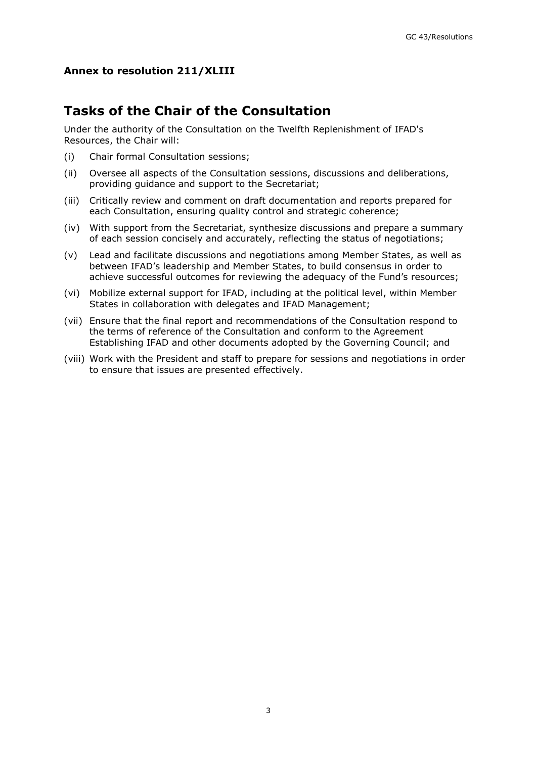**Annex to resolution 211/XLIII**

# Tasks of the Chair of the Consultation

Under the authority of the Consultation on the Twelfth Replenishment of IFAD's Resources, the Chair will:

(i) Chair formal Consultation sessions;

(ii) Oversee all aspects of the Consultation sessions, discussions and deliberations, providing guidance and support to the Secretariat;

(iii) Critically review and comment on draft documentation and reports prepared for each Consultation, ensuring quality control and strategic coherence;

(iv) With support from the Secretariat, synthesize discussions and prepare a summary of each session concisely and accurately, reflecting the status of negotiations;

(v) Lead and facilitate discussions and negotiations among Member States, as well as between IFAD's leadership and Member States, to build consensus in order to achieve successful outcomes for reviewing the adequacy of the Fund's resources;

(vi) Mobilize external support for IFAD, including at the political level, within Member States in collaboration with delegates and IFAD Management;

(vii) Ensure that the final report and recommendations of the Consultation respond to the terms of reference of the Consultation and conform to the Agreement Establishing IFAD and other documents adopted by the Governing Council; and

(viii) Work with the President and staff to prepare for sessions and negotiations in order to ensure that issues are presented effectively.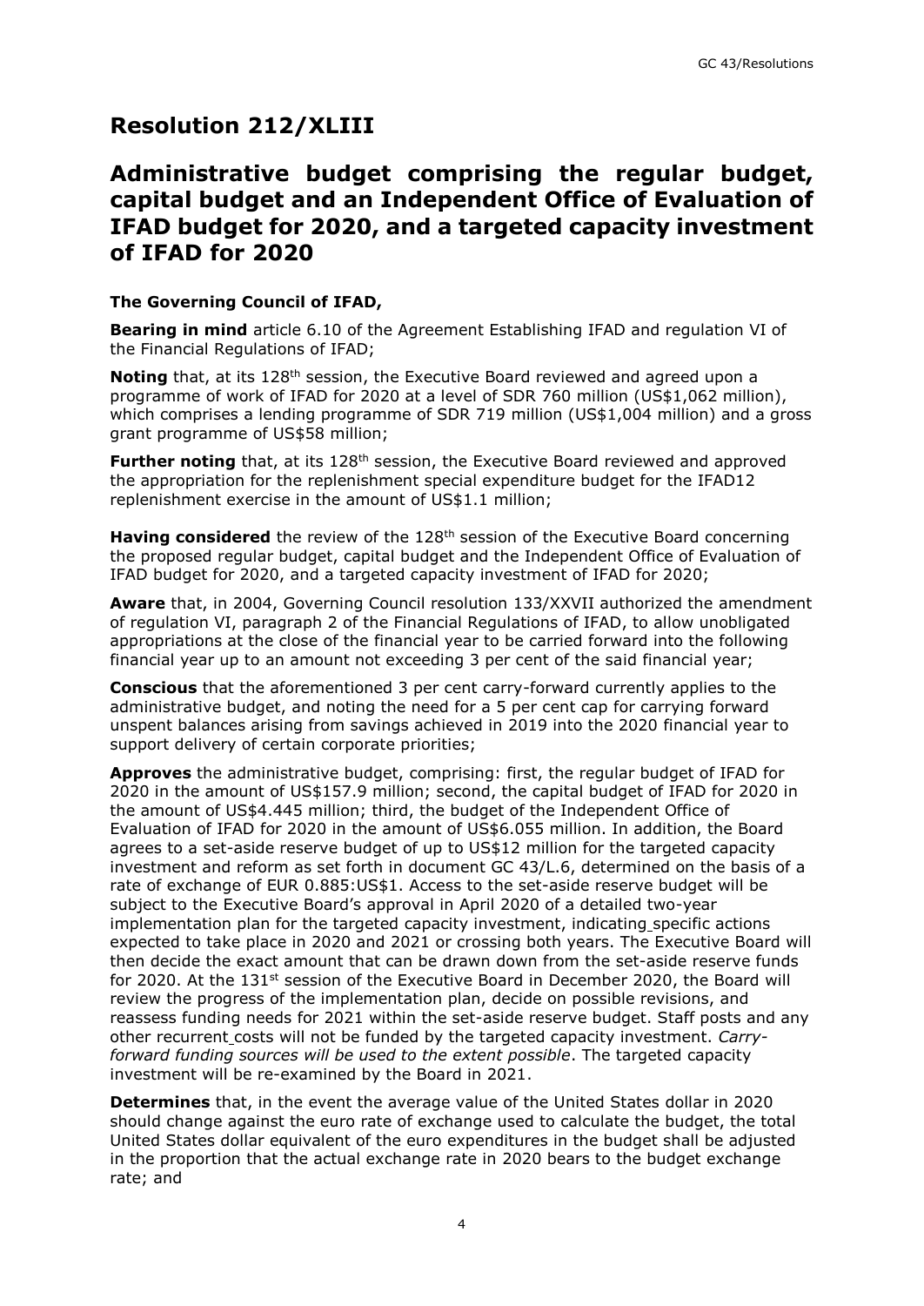## Resolution 212/XLIII

## Administrative budget comprising the regular budget, capital budget and an Independent Office of Evaluation of IFAD budget for 2020, and a targeted capacity investment of IFAD for 2020

**The Governing Council of IFAD,**

**Bearing in mind** article 6.10 of the Agreement Establishing IFAD and regulation VI of the Financial Regulations of IFAD;

**Noting** that, at its 128th session, the Executive Board reviewed and agreed upon a programme of work of IFAD for 2020 at a level of SDR 760 million (US$1,062 million), which comprises a lending programme of SDR 719 million (US$1,004 million) and a gross grant programme of US$58 million;

**Further noting** that, at its 128th session, the Executive Board reviewed and approved the appropriation for the replenishment special expenditure budget for the IFAD12 replenishment exercise in the amount of US$1.1 million;

**Having considered** the review of the 128th session of the Executive Board concerning the proposed regular budget, capital budget and the Independent Office of Evaluation of IFAD budget for 2020, and a targeted capacity investment of IFAD for 2020;

**Aware** that, in 2004, Governing Council resolution 133/XXVII authorized the amendment of regulation VI, paragraph 2 of the Financial Regulations of IFAD, to allow unobligated appropriations at the close of the financial year to be carried forward into the following financial year up to an amount not exceeding 3 per cent of the said financial year;

**Conscious** that the aforementioned 3 per cent carry-forward currently applies to the administrative budget, and noting the need for a 5 per cent cap for carrying forward unspent balances arising from savings achieved in 2019 into the 2020 financial year to support delivery of certain corporate priorities;

**Approves** the administrative budget, comprising: first, the regular budget of IFAD for 2020 in the amount of US$157.9 million; second, the capital budget of IFAD for 2020 in the amount of US$4.445 million; third, the budget of the Independent Office of Evaluation of IFAD for 2020 in the amount of US$6.055 million. In addition, the Board agrees to a set-aside reserve budget of up to US$12 million for the targeted capacity investment and reform as set forth in document GC 43/L.6, determined on the basis of a rate of exchange of EUR 0.885:US$1. Access to the set-aside reserve budget will be subject to the Executive Board's approval in April 2020 of a detailed two-year implementation plan for the targeted capacity investment, indicating specific actions expected to take place in 2020 and 2021 or crossing both years. The Executive Board will then decide the exact amount that can be drawn down from the set-aside reserve funds for 2020. At the 131st session of the Executive Board in December 2020, the Board will review the progress of the implementation plan, decide on possible revisions, and reassess funding needs for 2021 within the set-aside reserve budget. Staff posts and any other recurrent costs will not be funded by the targeted capacity investment. *Carry-forward funding sources will be used to the extent possible*. The targeted capacity investment will be re-examined by the Board in 2021.

**Determines** that, in the event the average value of the United States dollar in 2020 should change against the euro rate of exchange used to calculate the budget, the total United States dollar equivalent of the euro expenditures in the budget shall be adjusted in the proportion that the actual exchange rate in 2020 bears to the budget exchange rate; and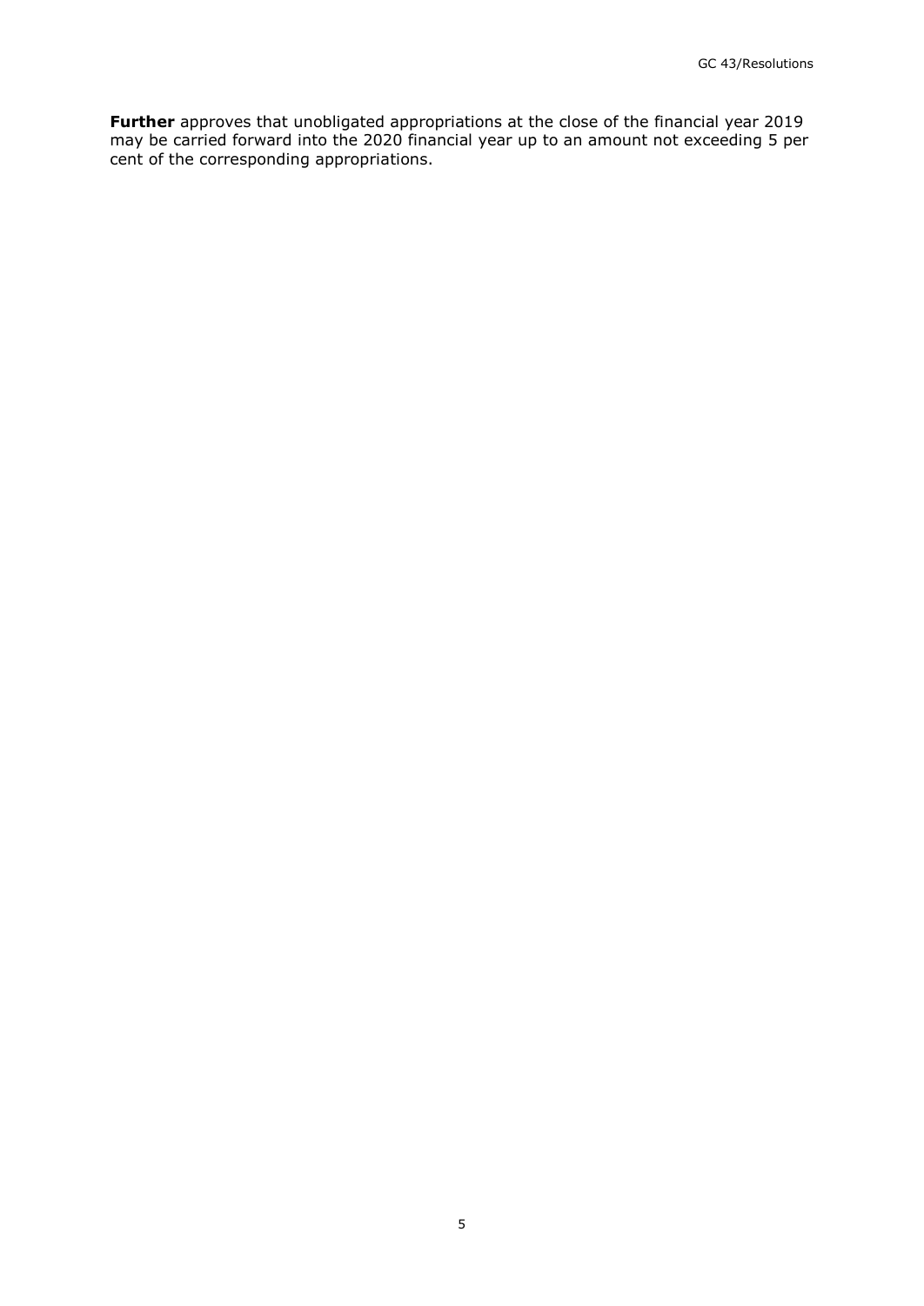**Further** approves that unobligated appropriations at the close of the financial year 2019 may be carried forward into the 2020 financial year up to an amount not exceeding 5 per cent of the corresponding appropriations.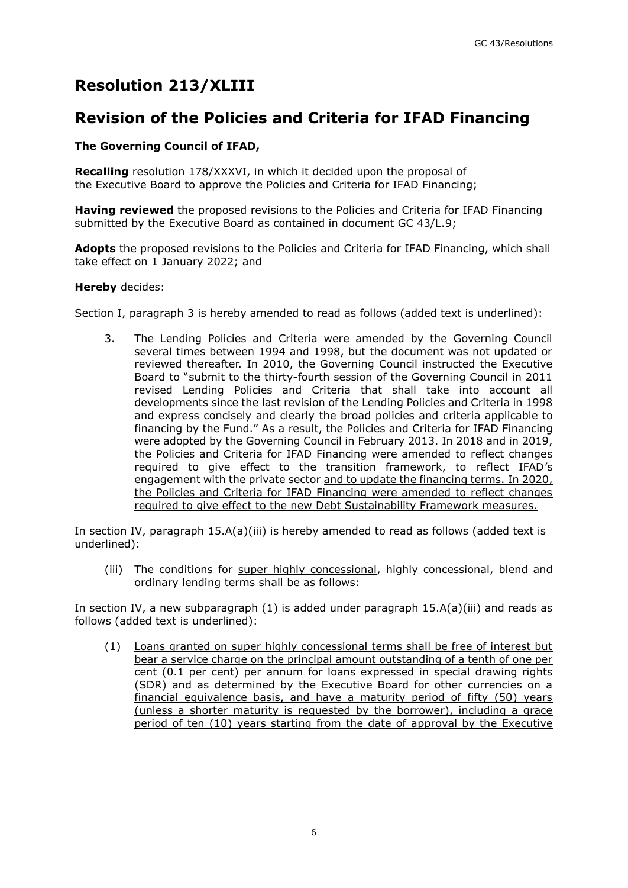# Resolution 213/XLIII

# Revision of the Policies and Criteria for IFAD Financing

**The Governing Council of IFAD,**

**Recalling** resolution 178/XXXVI, in which it decided upon the proposal of the Executive Board to approve the Policies and Criteria for IFAD Financing;

**Having reviewed** the proposed revisions to the Policies and Criteria for IFAD Financing submitted by the Executive Board as contained in document GC 43/L.9;

**Adopts** the proposed revisions to the Policies and Criteria for IFAD Financing, which shall take effect on 1 January 2022; and

**Hereby** decides:

Section I, paragraph 3 is hereby amended to read as follows (added text is underlined):

> 3. The Lending Policies and Criteria were amended by the Governing Council several times between 1994 and 1998, but the document was not updated or reviewed thereafter. In 2010, the Governing Council instructed the Executive Board to "submit to the thirty-fourth session of the Governing Council in 2011 revised Lending Policies and Criteria that shall take into account all developments since the last revision of the Lending Policies and Criteria in 1998 and express concisely and clearly the broad policies and criteria applicable to financing by the Fund." As a result, the Policies and Criteria for IFAD Financing were adopted by the Governing Council in February 2013. In 2018 and in 2019, the Policies and Criteria for IFAD Financing were amended to reflect changes required to give effect to the transition framework, to reflect IFAD's engagement with the private sector <u>and to update the financing terms. In 2020, the Policies and Criteria for IFAD Financing were amended to reflect changes required to give effect to the new Debt Sustainability Framework measures.</u>

In section IV, paragraph 15.A(a)(iii) is hereby amended to read as follows (added text is underlined):

> (iii) The conditions for <u>super highly concessional</u>, highly concessional, blend and ordinary lending terms shall be as follows:

In section IV, a new subparagraph (1) is added under paragraph 15.A(a)(iii) and reads as follows (added text is underlined):

> (1) <u>Loans granted on super highly concessional terms shall be free of interest but bear a service charge on the principal amount outstanding of a tenth of one per cent (0.1 per cent) per annum for loans expressed in special drawing rights (SDR) and as determined by the Executive Board for other currencies on a financial equivalence basis, and have a maturity period of fifty (50) years (unless a shorter maturity is requested by the borrower), including a grace period of ten (10) years starting from the date of approval by the Executive</u>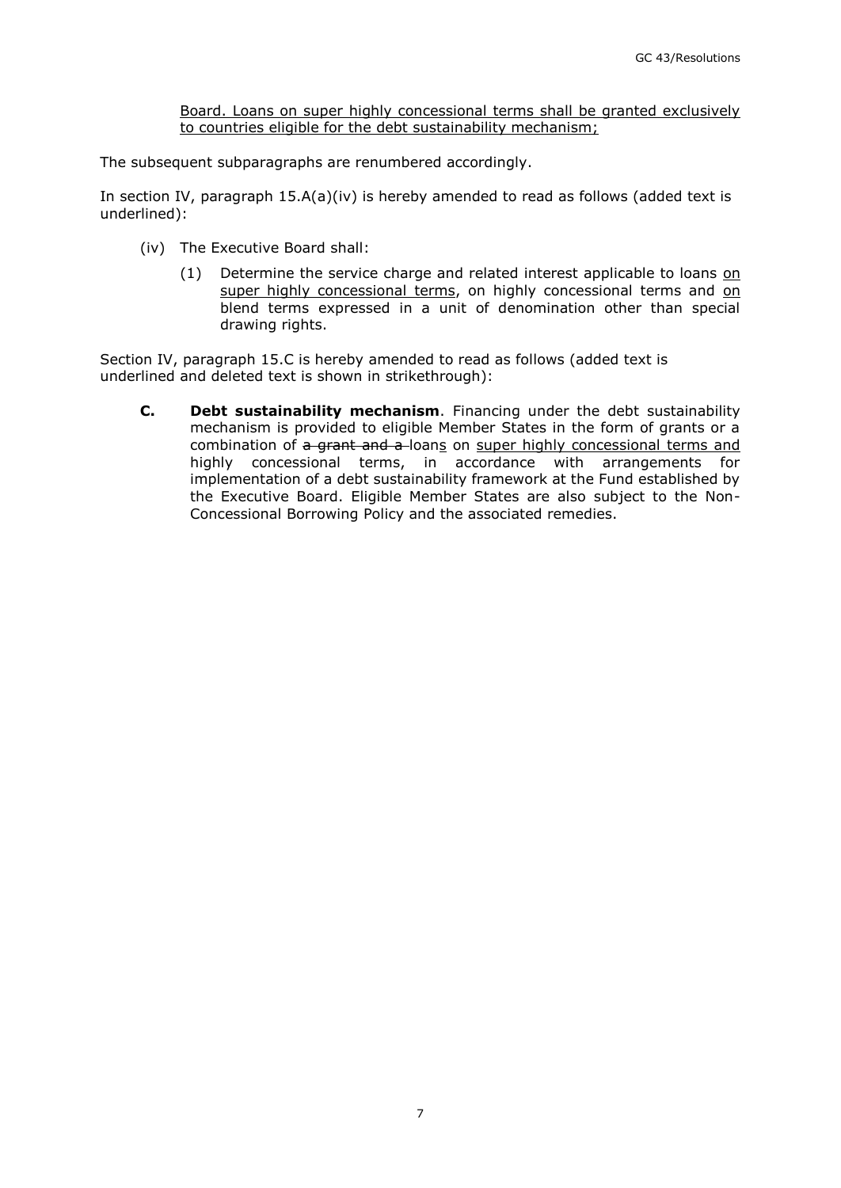<u>Board. Loans on super highly concessional terms shall be granted exclusively to countries eligible for the debt sustainability mechanism;</u>

The subsequent subparagraphs are renumbered accordingly.

In section IV, paragraph 15.A(a)(iv) is hereby amended to read as follows (added text is underlined):

- (iv) The Executive Board shall:
  - (1) Determine the service charge and related interest applicable to loans <u>on super highly concessional terms</u>, on highly concessional terms and <u>on</u> blend terms expressed in a unit of denomination other than special drawing rights.

Section IV, paragraph 15.C is hereby amended to read as follows (added text is underlined and deleted text is shown in strikethrough):

**C. Debt sustainability mechanism**. Financing under the debt sustainability mechanism is provided to eligible Member States in the form of grants or a combination of ~~a grant and a~~ loan<u>s</u> on <u>super highly concessional terms and</u> highly concessional terms, in accordance with arrangements for implementation of a debt sustainability framework at the Fund established by the Executive Board. Eligible Member States are also subject to the Non-Concessional Borrowing Policy and the associated remedies.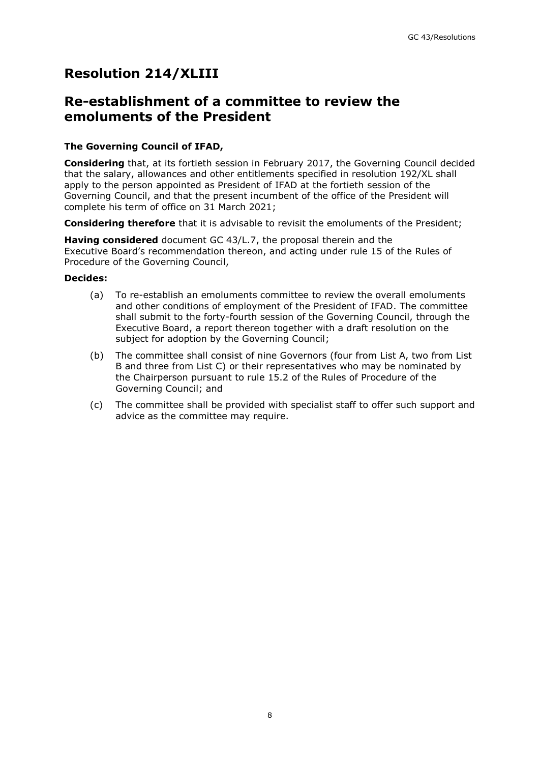# Resolution 214/XLIII

# Re-establishment of a committee to review the emoluments of the President

**The Governing Council of IFAD,**

**Considering** that, at its fortieth session in February 2017, the Governing Council decided that the salary, allowances and other entitlements specified in resolution 192/XL shall apply to the person appointed as President of IFAD at the fortieth session of the Governing Council, and that the present incumbent of the office of the President will complete his term of office on 31 March 2021;

**Considering therefore** that it is advisable to revisit the emoluments of the President;

**Having considered** document GC 43/L.7, the proposal therein and the Executive Board's recommendation thereon, and acting under rule 15 of the Rules of Procedure of the Governing Council,

**Decides:**

(a) To re-establish an emoluments committee to review the overall emoluments and other conditions of employment of the President of IFAD. The committee shall submit to the forty-fourth session of the Governing Council, through the Executive Board, a report thereon together with a draft resolution on the subject for adoption by the Governing Council;

(b) The committee shall consist of nine Governors (four from List A, two from List B and three from List C) or their representatives who may be nominated by the Chairperson pursuant to rule 15.2 of the Rules of Procedure of the Governing Council; and

(c) The committee shall be provided with specialist staff to offer such support and advice as the committee may require.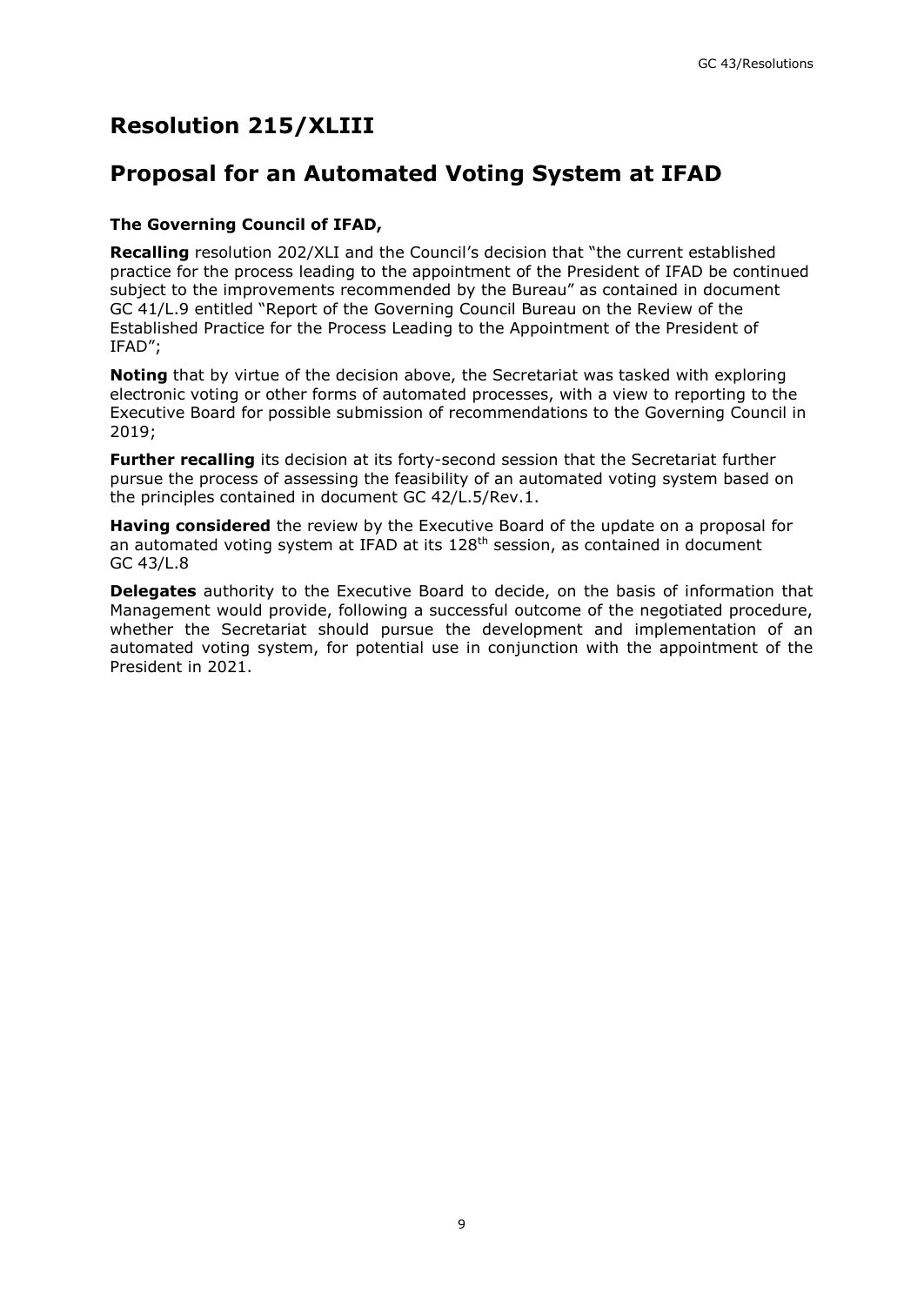# Resolution 215/XLIII

# Proposal for an Automated Voting System at IFAD

**The Governing Council of IFAD,**

**Recalling** resolution 202/XLI and the Council's decision that "the current established practice for the process leading to the appointment of the President of IFAD be continued subject to the improvements recommended by the Bureau" as contained in document GC 41/L.9 entitled "Report of the Governing Council Bureau on the Review of the Established Practice for the Process Leading to the Appointment of the President of IFAD";

**Noting** that by virtue of the decision above, the Secretariat was tasked with exploring electronic voting or other forms of automated processes, with a view to reporting to the Executive Board for possible submission of recommendations to the Governing Council in 2019;

**Further recalling** its decision at its forty-second session that the Secretariat further pursue the process of assessing the feasibility of an automated voting system based on the principles contained in document GC 42/L.5/Rev.1.

**Having considered** the review by the Executive Board of the update on a proposal for an automated voting system at IFAD at its 128th session, as contained in document GC 43/L.8

**Delegates** authority to the Executive Board to decide, on the basis of information that Management would provide, following a successful outcome of the negotiated procedure, whether the Secretariat should pursue the development and implementation of an automated voting system, for potential use in conjunction with the appointment of the President in 2021.